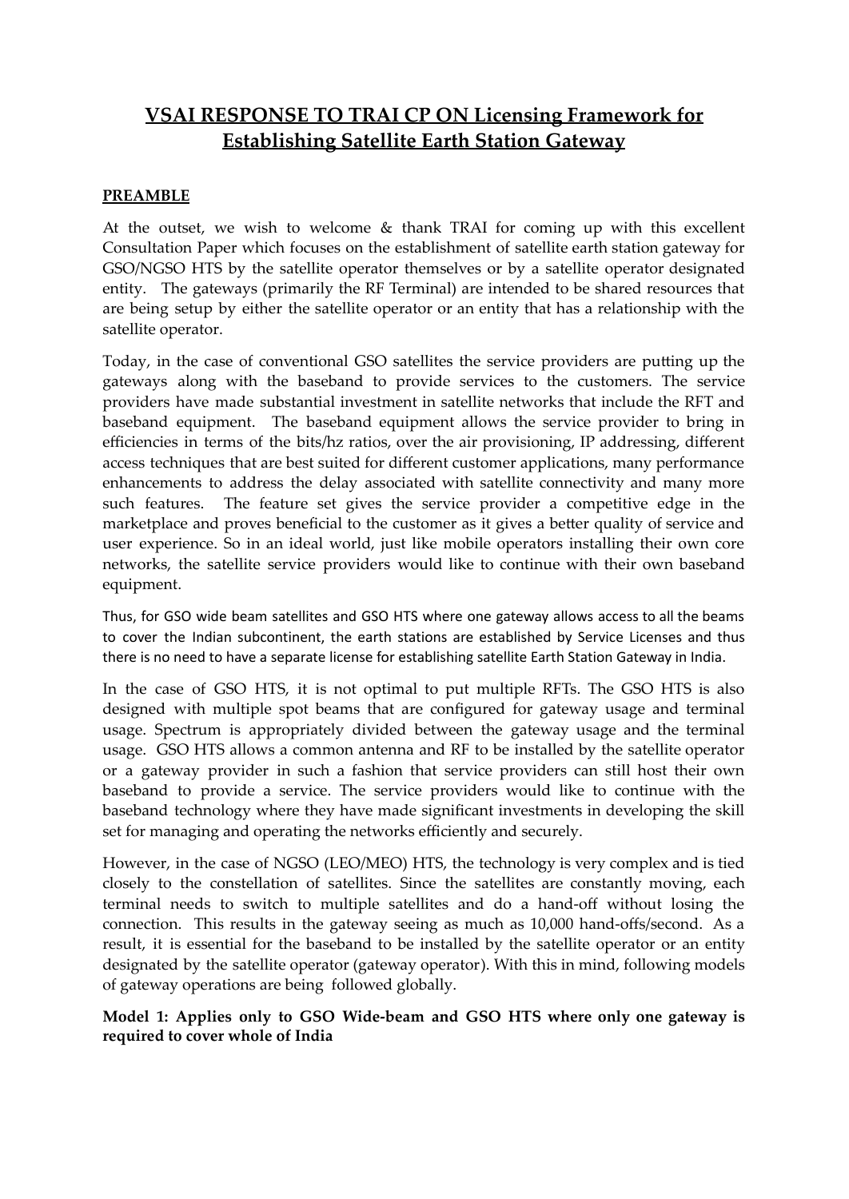# VSAI RESPONSE TO TRAI CP ON Licensing Framework for Establishing Satellite Earth Station Gateway

## PREAMBLE

At the outset, we wish to welcome & thank TRAI for coming up with this excellent Consultation Paper which focuses on the establishment of satellite earth station gateway for GSO/NGSO HTS by the satellite operator themselves or by a satellite operator designated entity. The gateways (primarily the RF Terminal) are intended to be shared resources that are being setup by either the satellite operator or an entity that has a relationship with the satellite operator.

Today, in the case of conventional GSO satellites the service providers are putting up the gateways along with the baseband to provide services to the customers. The service providers have made substantial investment in satellite networks that include the RFT and baseband equipment. The baseband equipment allows the service provider to bring in efficiencies in terms of the bits/hz ratios, over the air provisioning, IP addressing, different access techniques that are best suited for different customer applications, many performance enhancements to address the delay associated with satellite connectivity and many more such features. The feature set gives the service provider a competitive edge in the marketplace and proves beneficial to the customer as it gives a better quality of service and user experience. So in an ideal world, just like mobile operators installing their own core networks, the satellite service providers would like to continue with their own baseband equipment.

Thus, for GSO wide beam satellites and GSO HTS where one gateway allows access to all the beams to cover the Indian subcontinent, the earth stations are established by Service Licenses and thus there is no need to have a separate license for establishing satellite Earth Station Gateway in India.

In the case of GSO HTS, it is not optimal to put multiple RFTs. The GSO HTS is also designed with multiple spot beams that are configured for gateway usage and terminal usage. Spectrum is appropriately divided between the gateway usage and the terminal usage. GSO HTS allows a common antenna and RF to be installed by the satellite operator or a gateway provider in such a fashion that service providers can still host their own baseband to provide a service. The service providers would like to continue with the baseband technology where they have made significant investments in developing the skill set for managing and operating the networks efficiently and securely.

However, in the case of NGSO (LEO/MEO) HTS, the technology is very complex and is tied closely to the constellation of satellites. Since the satellites are constantly moving, each terminal needs to switch to multiple satellites and do a hand-off without losing the connection. This results in the gateway seeing as much as 10,000 hand-offs/second. As a result, it is essential for the baseband to be installed by the satellite operator or an entity designated by the satellite operator (gateway operator). With this in mind, following models of gateway operations are being followed globally.

**Model 1: Applies only to GSO Wide-beam and GSO HTS where only one gateway is required to cover whole of India**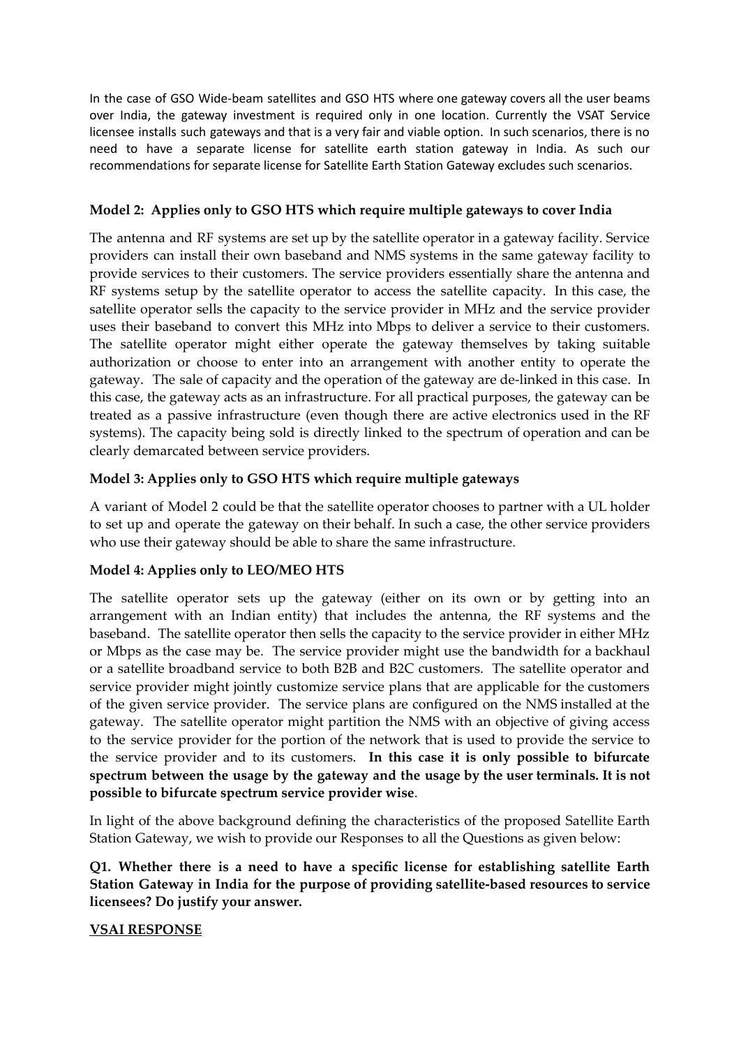In the case of GSO Wide-beam satellites and GSO HTS where one gateway covers all the user beams over India, the gateway investment is required only in one location. Currently the VSAT Service licensee installs such gateways and that is a very fair and viable option. In such scenarios, there is no need to have a separate license for satellite earth station gateway in India. As such our recommendations for separate license for Satellite Earth Station Gateway excludes such scenarios.

**Model 2: Applies only to GSO HTS which require multiple gateways to cover India**

The antenna and RF systems are set up by the satellite operator in a gateway facility. Service providers can install their own baseband and NMS systems in the same gateway facility to provide services to their customers. The service providers essentially share the antenna and RF systems setup by the satellite operator to access the satellite capacity. In this case, the satellite operator sells the capacity to the service provider in MHz and the service provider uses their baseband to convert this MHz into Mbps to deliver a service to their customers. The satellite operator might either operate the gateway themselves by taking suitable authorization or choose to enter into an arrangement with another entity to operate the gateway. The sale of capacity and the operation of the gateway are de-linked in this case. In this case, the gateway acts as an infrastructure. For all practical purposes, the gateway can be treated as a passive infrastructure (even though there are active electronics used in the RF systems). The capacity being sold is directly linked to the spectrum of operation and can be clearly demarcated between service providers.

**Model 3: Applies only to GSO HTS which require multiple gateways**

A variant of Model 2 could be that the satellite operator chooses to partner with a UL holder to set up and operate the gateway on their behalf. In such a case, the other service providers who use their gateway should be able to share the same infrastructure.

**Model 4: Applies only to LEO/MEO HTS**

The satellite operator sets up the gateway (either on its own or by getting into an arrangement with an Indian entity) that includes the antenna, the RF systems and the baseband. The satellite operator then sells the capacity to the service provider in either MHz or Mbps as the case may be. The service provider might use the bandwidth for a backhaul or a satellite broadband service to both B2B and B2C customers. The satellite operator and service provider might jointly customize service plans that are applicable for the customers of the given service provider. The service plans are configured on the NMS installed at the gateway. The satellite operator might partition the NMS with an objective of giving access to the service provider for the portion of the network that is used to provide the service to the service provider and to its customers. **In this case it is only possible to bifurcate spectrum between the usage by the gateway and the usage by the user terminals. It is not possible to bifurcate spectrum service provider wise**.

In light of the above background defining the characteristics of the proposed Satellite Earth Station Gateway, we wish to provide our Responses to all the Questions as given below:

**Q1. Whether there is a need to have a specific license for establishing satellite Earth Station Gateway in India for the purpose of providing satellite-based resources to service licensees? Do justify your answer.**

**VSAI RESPONSE**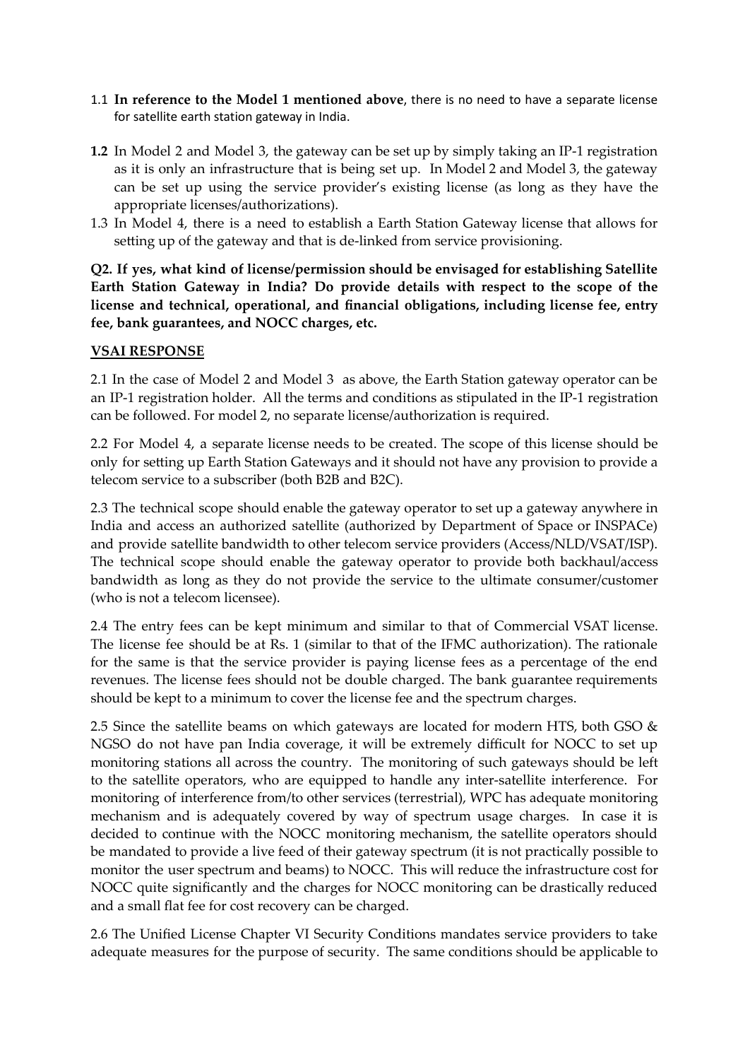1.1 **In reference to the Model 1 mentioned above**, there is no need to have a separate license for satellite earth station gateway in India.

**1.2** In Model 2 and Model 3, the gateway can be set up by simply taking an IP-1 registration as it is only an infrastructure that is being set up. In Model 2 and Model 3, the gateway can be set up using the service provider's existing license (as long as they have the appropriate licenses/authorizations).

1.3 In Model 4, there is a need to establish a Earth Station Gateway license that allows for setting up of the gateway and that is de-linked from service provisioning.

**Q2. If yes, what kind of license/permission should be envisaged for establishing Satellite Earth Station Gateway in India? Do provide details with respect to the scope of the license and technical, operational, and financial obligations, including license fee, entry fee, bank guarantees, and NOCC charges, etc.**

**VSAI RESPONSE**

2.1 In the case of Model 2 and Model 3 as above, the Earth Station gateway operator can be an IP-1 registration holder. All the terms and conditions as stipulated in the IP-1 registration can be followed. For model 2, no separate license/authorization is required.

2.2 For Model 4, a separate license needs to be created. The scope of this license should be only for setting up Earth Station Gateways and it should not have any provision to provide a telecom service to a subscriber (both B2B and B2C).

2.3 The technical scope should enable the gateway operator to set up a gateway anywhere in India and access an authorized satellite (authorized by Department of Space or INSPACe) and provide satellite bandwidth to other telecom service providers (Access/NLD/VSAT/ISP). The technical scope should enable the gateway operator to provide both backhaul/access bandwidth as long as they do not provide the service to the ultimate consumer/customer (who is not a telecom licensee).

2.4 The entry fees can be kept minimum and similar to that of Commercial VSAT license. The license fee should be at Rs. 1 (similar to that of the IFMC authorization). The rationale for the same is that the service provider is paying license fees as a percentage of the end revenues. The license fees should not be double charged. The bank guarantee requirements should be kept to a minimum to cover the license fee and the spectrum charges.

2.5 Since the satellite beams on which gateways are located for modern HTS, both GSO & NGSO do not have pan India coverage, it will be extremely difficult for NOCC to set up monitoring stations all across the country. The monitoring of such gateways should be left to the satellite operators, who are equipped to handle any inter-satellite interference. For monitoring of interference from/to other services (terrestrial), WPC has adequate monitoring mechanism and is adequately covered by way of spectrum usage charges. In case it is decided to continue with the NOCC monitoring mechanism, the satellite operators should be mandated to provide a live feed of their gateway spectrum (it is not practically possible to monitor the user spectrum and beams) to NOCC. This will reduce the infrastructure cost for NOCC quite significantly and the charges for NOCC monitoring can be drastically reduced and a small flat fee for cost recovery can be charged.

2.6 The Unified License Chapter VI Security Conditions mandates service providers to take adequate measures for the purpose of security. The same conditions should be applicable to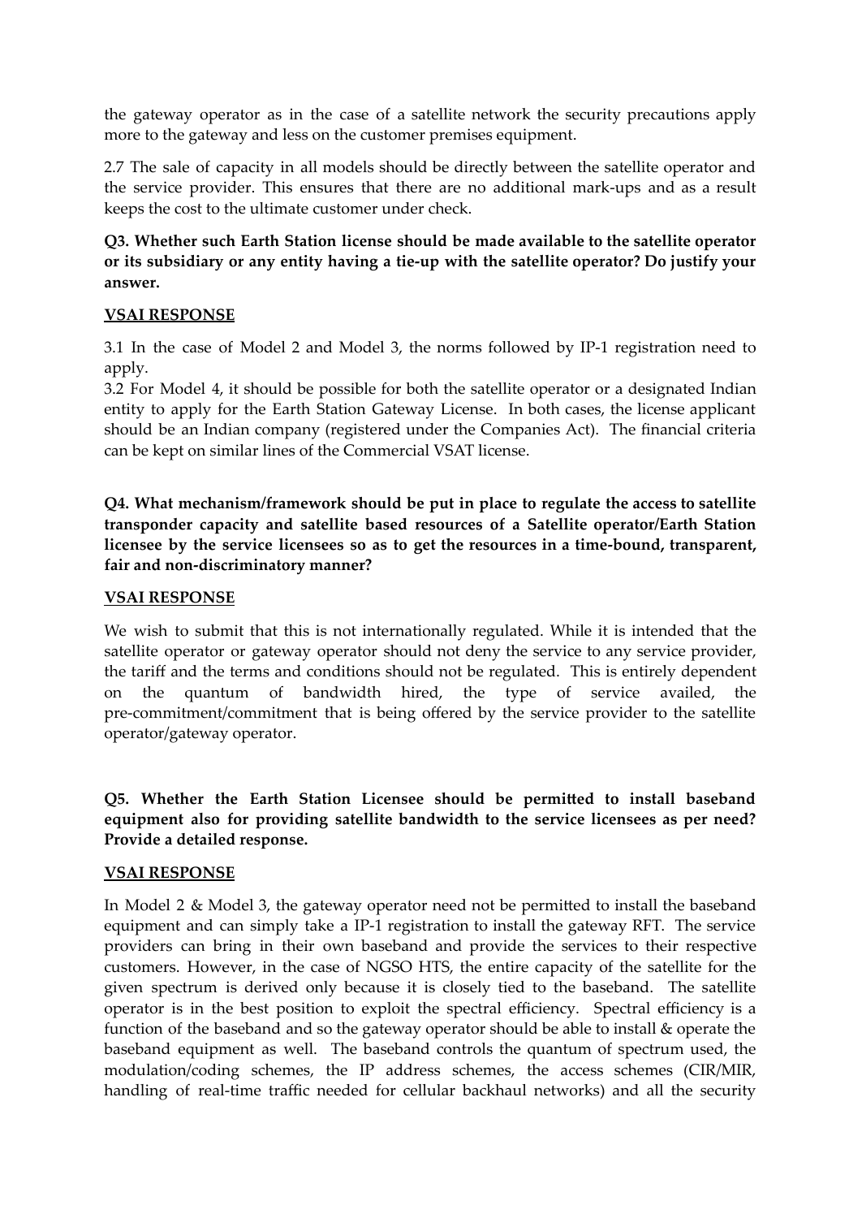the gateway operator as in the case of a satellite network the security precautions apply more to the gateway and less on the customer premises equipment.

2.7 The sale of capacity in all models should be directly between the satellite operator and the service provider. This ensures that there are no additional mark-ups and as a result keeps the cost to the ultimate customer under check.

**Q3. Whether such Earth Station license should be made available to the satellite operator or its subsidiary or any entity having a tie-up with the satellite operator? Do justify your answer.**

**VSAI RESPONSE**

3.1 In the case of Model 2 and Model 3, the norms followed by IP-1 registration need to apply.
3.2 For Model 4, it should be possible for both the satellite operator or a designated Indian entity to apply for the Earth Station Gateway License. In both cases, the license applicant should be an Indian company (registered under the Companies Act). The financial criteria can be kept on similar lines of the Commercial VSAT license.

**Q4. What mechanism/framework should be put in place to regulate the access to satellite transponder capacity and satellite based resources of a Satellite operator/Earth Station licensee by the service licensees so as to get the resources in a time-bound, transparent, fair and non-discriminatory manner?**

**VSAI RESPONSE**

We wish to submit that this is not internationally regulated. While it is intended that the satellite operator or gateway operator should not deny the service to any service provider, the tariff and the terms and conditions should not be regulated. This is entirely dependent on the quantum of bandwidth hired, the type of service availed, the pre-commitment/commitment that is being offered by the service provider to the satellite operator/gateway operator.

**Q5. Whether the Earth Station Licensee should be permitted to install baseband equipment also for providing satellite bandwidth to the service licensees as per need? Provide a detailed response.**

**VSAI RESPONSE**

In Model 2 & Model 3, the gateway operator need not be permitted to install the baseband equipment and can simply take a IP-1 registration to install the gateway RFT. The service providers can bring in their own baseband and provide the services to their respective customers. However, in the case of NGSO HTS, the entire capacity of the satellite for the given spectrum is derived only because it is closely tied to the baseband. The satellite operator is in the best position to exploit the spectral efficiency. Spectral efficiency is a function of the baseband and so the gateway operator should be able to install & operate the baseband equipment as well. The baseband controls the quantum of spectrum used, the modulation/coding schemes, the IP address schemes, the access schemes (CIR/MIR, handling of real-time traffic needed for cellular backhaul networks) and all the security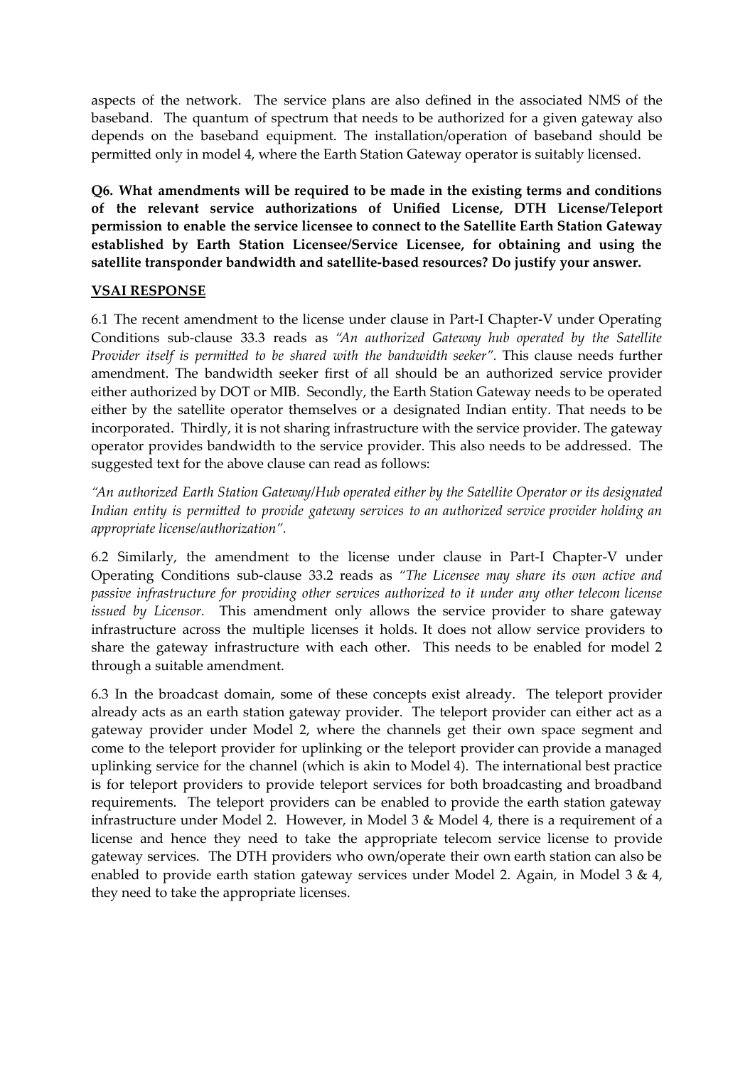aspects of the network. The service plans are also defined in the associated NMS of the baseband. The quantum of spectrum that needs to be authorized for a given gateway also depends on the baseband equipment. The installation/operation of baseband should be permitted only in model 4, where the Earth Station Gateway operator is suitably licensed.

**Q6. What amendments will be required to be made in the existing terms and conditions of the relevant service authorizations of Unified License, DTH License/Teleport permission to enable the service licensee to connect to the Satellite Earth Station Gateway established by Earth Station Licensee/Service Licensee, for obtaining and using the satellite transponder bandwidth and satellite-based resources? Do justify your answer.**

**VSAI RESPONSE**

6.1 The recent amendment to the license under clause in Part-I Chapter-V under Operating Conditions sub-clause 33.3 reads as *"An authorized Gateway hub operated by the Satellite Provider itself is permitted to be shared with the bandwidth seeker".* This clause needs further amendment. The bandwidth seeker first of all should be an authorized service provider either authorized by DOT or MIB. Secondly, the Earth Station Gateway needs to be operated either by the satellite operator themselves or a designated Indian entity. That needs to be incorporated. Thirdly, it is not sharing infrastructure with the service provider. The gateway operator provides bandwidth to the service provider. This also needs to be addressed. The suggested text for the above clause can read as follows:

*"An authorized Earth Station Gateway/Hub operated either by the Satellite Operator or its designated Indian entity is permitted to provide gateway services to an authorized service provider holding an appropriate license/authorization".*

6.2 Similarly, the amendment to the license under clause in Part-I Chapter-V under Operating Conditions sub-clause 33.2 reads as *"The Licensee may share its own active and passive infrastructure for providing other services authorized to it under any other telecom license issued by Licensor.* This amendment only allows the service provider to share gateway infrastructure across the multiple licenses it holds. It does not allow service providers to share the gateway infrastructure with each other. This needs to be enabled for model 2 through a suitable amendment.

6.3 In the broadcast domain, some of these concepts exist already. The teleport provider already acts as an earth station gateway provider. The teleport provider can either act as a gateway provider under Model 2, where the channels get their own space segment and come to the teleport provider for uplinking or the teleport provider can provide a managed uplinking service for the channel (which is akin to Model 4). The international best practice is for teleport providers to provide teleport services for both broadcasting and broadband requirements. The teleport providers can be enabled to provide the earth station gateway infrastructure under Model 2. However, in Model 3 & Model 4, there is a requirement of a license and hence they need to take the appropriate telecom service license to provide gateway services. The DTH providers who own/operate their own earth station can also be enabled to provide earth station gateway services under Model 2. Again, in Model 3 & 4, they need to take the appropriate licenses.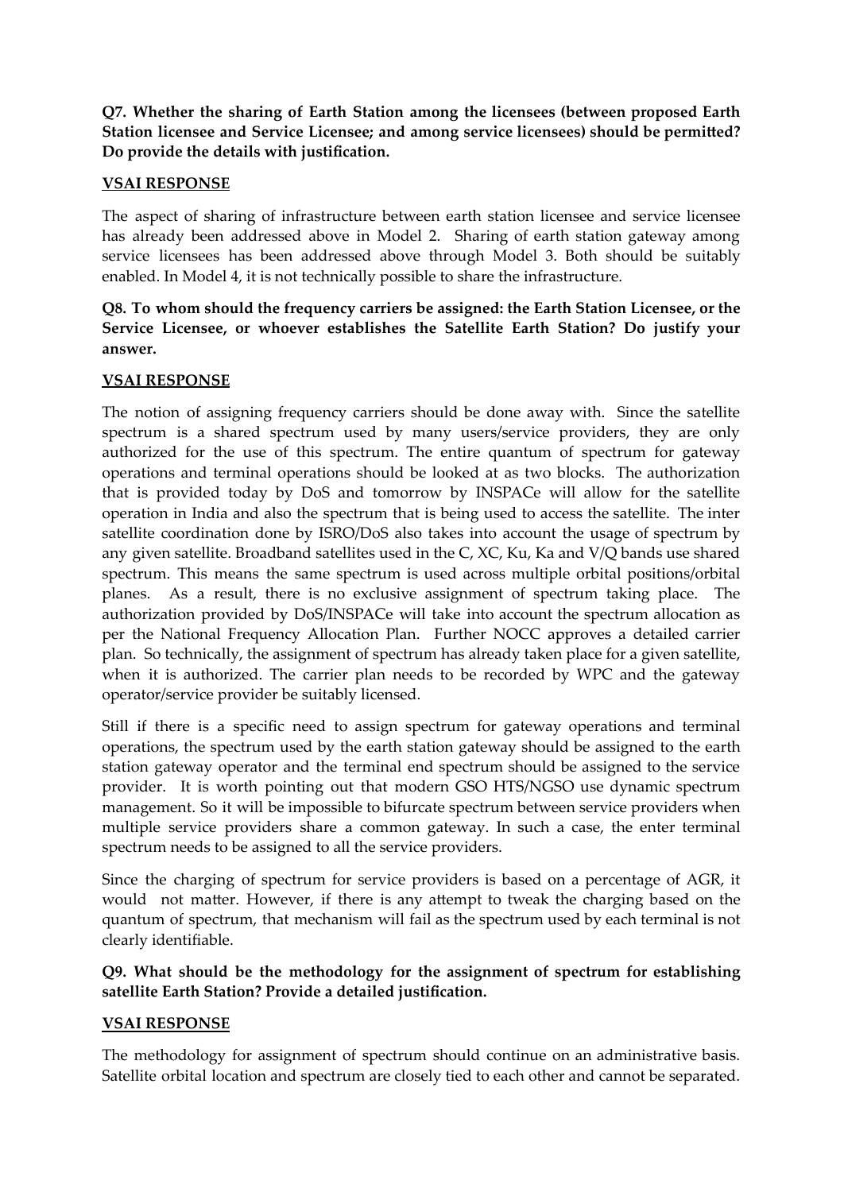**Q7. Whether the sharing of Earth Station among the licensees (between proposed Earth Station licensee and Service Licensee; and among service licensees) should be permitted? Do provide the details with justification.**

**VSAI RESPONSE**

The aspect of sharing of infrastructure between earth station licensee and service licensee has already been addressed above in Model 2. Sharing of earth station gateway among service licensees has been addressed above through Model 3. Both should be suitably enabled. In Model 4, it is not technically possible to share the infrastructure.

**Q8. To whom should the frequency carriers be assigned: the Earth Station Licensee, or the Service Licensee, or whoever establishes the Satellite Earth Station? Do justify your answer.**

**VSAI RESPONSE**

The notion of assigning frequency carriers should be done away with. Since the satellite spectrum is a shared spectrum used by many users/service providers, they are only authorized for the use of this spectrum. The entire quantum of spectrum for gateway operations and terminal operations should be looked at as two blocks. The authorization that is provided today by DoS and tomorrow by INSPACe will allow for the satellite operation in India and also the spectrum that is being used to access the satellite. The inter satellite coordination done by ISRO/DoS also takes into account the usage of spectrum by any given satellite. Broadband satellites used in the C, XC, Ku, Ka and V/Q bands use shared spectrum. This means the same spectrum is used across multiple orbital positions/orbital planes. As a result, there is no exclusive assignment of spectrum taking place. The authorization provided by DoS/INSPACe will take into account the spectrum allocation as per the National Frequency Allocation Plan. Further NOCC approves a detailed carrier plan. So technically, the assignment of spectrum has already taken place for a given satellite, when it is authorized. The carrier plan needs to be recorded by WPC and the gateway operator/service provider be suitably licensed.

Still if there is a specific need to assign spectrum for gateway operations and terminal operations, the spectrum used by the earth station gateway should be assigned to the earth station gateway operator and the terminal end spectrum should be assigned to the service provider. It is worth pointing out that modern GSO HTS/NGSO use dynamic spectrum management. So it will be impossible to bifurcate spectrum between service providers when multiple service providers share a common gateway. In such a case, the enter terminal spectrum needs to be assigned to all the service providers.

Since the charging of spectrum for service providers is based on a percentage of AGR, it would not matter. However, if there is any attempt to tweak the charging based on the quantum of spectrum, that mechanism will fail as the spectrum used by each terminal is not clearly identifiable.

**Q9. What should be the methodology for the assignment of spectrum for establishing satellite Earth Station? Provide a detailed justification.**

**VSAI RESPONSE**

The methodology for assignment of spectrum should continue on an administrative basis. Satellite orbital location and spectrum are closely tied to each other and cannot be separated.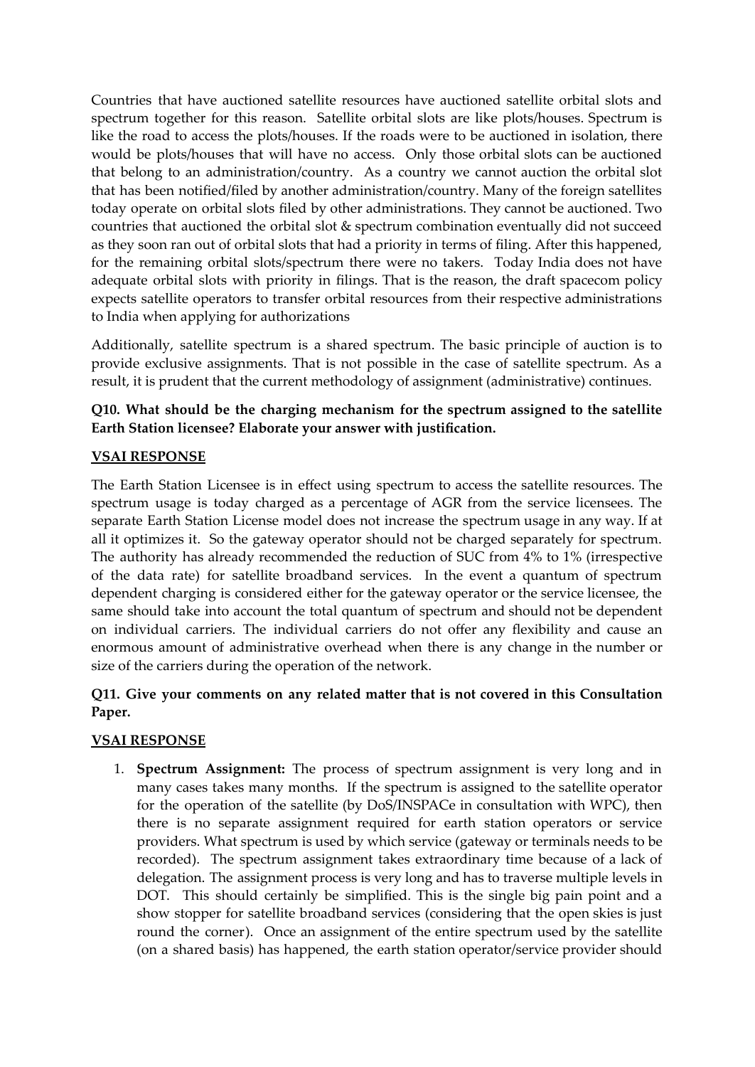Countries that have auctioned satellite resources have auctioned satellite orbital slots and spectrum together for this reason. Satellite orbital slots are like plots/houses. Spectrum is like the road to access the plots/houses. If the roads were to be auctioned in isolation, there would be plots/houses that will have no access. Only those orbital slots can be auctioned that belong to an administration/country. As a country we cannot auction the orbital slot that has been notified/filed by another administration/country. Many of the foreign satellites today operate on orbital slots filed by other administrations. They cannot be auctioned. Two countries that auctioned the orbital slot & spectrum combination eventually did not succeed as they soon ran out of orbital slots that had a priority in terms of filing. After this happened, for the remaining orbital slots/spectrum there were no takers. Today India does not have adequate orbital slots with priority in filings. That is the reason, the draft spacecom policy expects satellite operators to transfer orbital resources from their respective administrations to India when applying for authorizations

Additionally, satellite spectrum is a shared spectrum. The basic principle of auction is to provide exclusive assignments. That is not possible in the case of satellite spectrum. As a result, it is prudent that the current methodology of assignment (administrative) continues.

**Q10. What should be the charging mechanism for the spectrum assigned to the satellite Earth Station licensee? Elaborate your answer with justification.**

**VSAI RESPONSE**

The Earth Station Licensee is in effect using spectrum to access the satellite resources. The spectrum usage is today charged as a percentage of AGR from the service licensees. The separate Earth Station License model does not increase the spectrum usage in any way. If at all it optimizes it. So the gateway operator should not be charged separately for spectrum. The authority has already recommended the reduction of SUC from 4% to 1% (irrespective of the data rate) for satellite broadband services. In the event a quantum of spectrum dependent charging is considered either for the gateway operator or the service licensee, the same should take into account the total quantum of spectrum and should not be dependent on individual carriers. The individual carriers do not offer any flexibility and cause an enormous amount of administrative overhead when there is any change in the number or size of the carriers during the operation of the network.

**Q11. Give your comments on any related matter that is not covered in this Consultation Paper.**

**VSAI RESPONSE**

1. **Spectrum Assignment:** The process of spectrum assignment is very long and in many cases takes many months. If the spectrum is assigned to the satellite operator for the operation of the satellite (by DoS/INSPACe in consultation with WPC), then there is no separate assignment required for earth station operators or service providers. What spectrum is used by which service (gateway or terminals needs to be recorded). The spectrum assignment takes extraordinary time because of a lack of delegation. The assignment process is very long and has to traverse multiple levels in DOT. This should certainly be simplified. This is the single big pain point and a show stopper for satellite broadband services (considering that the open skies is just round the corner). Once an assignment of the entire spectrum used by the satellite (on a shared basis) has happened, the earth station operator/service provider should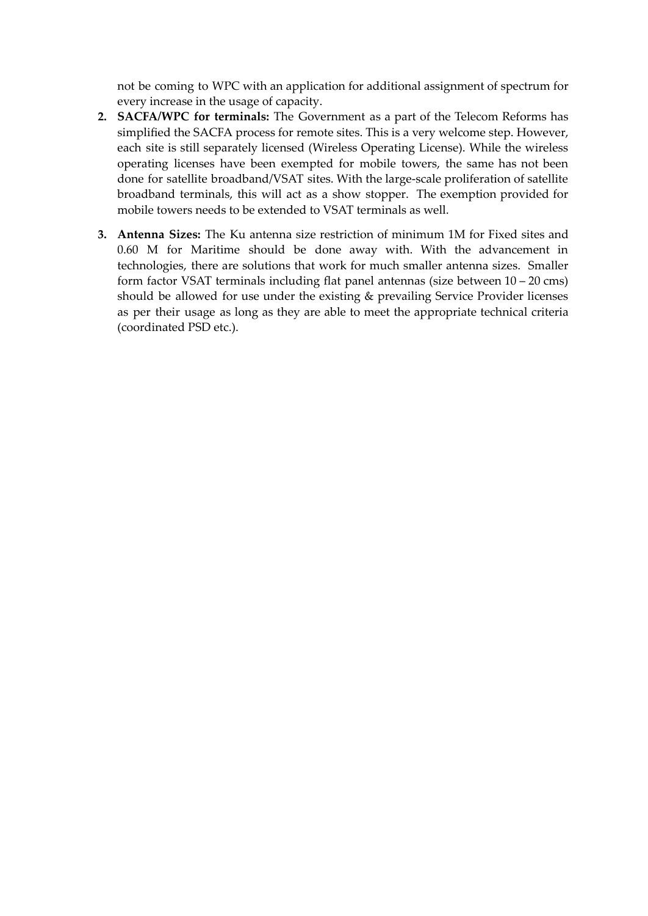not be coming to WPC with an application for additional assignment of spectrum for every increase in the usage of capacity.

2. **SACFA/WPC for terminals:** The Government as a part of the Telecom Reforms has simplified the SACFA process for remote sites. This is a very welcome step. However, each site is still separately licensed (Wireless Operating License). While the wireless operating licenses have been exempted for mobile towers, the same has not been done for satellite broadband/VSAT sites. With the large-scale proliferation of satellite broadband terminals, this will act as a show stopper. The exemption provided for mobile towers needs to be extended to VSAT terminals as well.

3. **Antenna Sizes:** The Ku antenna size restriction of minimum 1M for Fixed sites and 0.60 M for Maritime should be done away with. With the advancement in technologies, there are solutions that work for much smaller antenna sizes. Smaller form factor VSAT terminals including flat panel antennas (size between 10 – 20 cms) should be allowed for use under the existing & prevailing Service Provider licenses as per their usage as long as they are able to meet the appropriate technical criteria (coordinated PSD etc.).